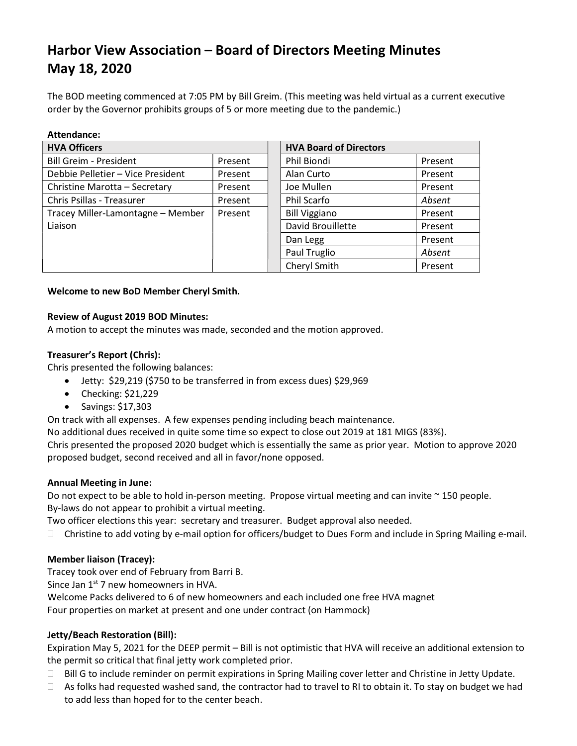# Harbor View Association – Board of Directors Meeting Minutes
# May 18, 2020

The BOD meeting commenced at 7:05 PM by Bill Greim. (This meeting was held virtual as a current executive order by the Governor prohibits groups of 5 or more meeting due to the pandemic.)

**Attendance:**

| HVA Officers | | | HVA Board of Directors | |
|---|---|---|---|---|
| Bill Greim - President | Present | | Phil Biondi | Present |
| Debbie Pelletier – Vice President | Present | | Alan Curto | Present |
| Christine Marotta – Secretary | Present | | Joe Mullen | Present |
| Chris Psillas - Treasurer | Present | | Phil Scarfo | *Absent* |
| Tracey Miller-Lamontagne – Member Liaison | Present | | Bill Viggiano | Present |
| | | | David Brouillette | Present |
| | | | Dan Legg | Present |
| | | | Paul Truglio | *Absent* |
| | | | Cheryl Smith | Present |

**Welcome to new BoD Member Cheryl Smith.**

**Review of August 2019 BOD Minutes:**
A motion to accept the minutes was made, seconded and the motion approved.

**Treasurer's Report (Chris):**
Chris presented the following balances:

- Jetty: $29,219 ($750 to be transferred in from excess dues) $29,969
- Checking: $21,229
- Savings: $17,303

On track with all expenses. A few expenses pending including beach maintenance.
No additional dues received in quite some time so expect to close out 2019 at 181 MIGS (83%).
Chris presented the proposed 2020 budget which is essentially the same as prior year. Motion to approve 2020 proposed budget, second received and all in favor/none opposed.

**Annual Meeting in June:**
Do not expect to be able to hold in-person meeting. Propose virtual meeting and can invite ~ 150 people.
By-laws do not appear to prohibit a virtual meeting.
Two officer elections this year: secretary and treasurer. Budget approval also needed.

- Christine to add voting by e-mail option for officers/budget to Dues Form and include in Spring Mailing e-mail.

**Member liaison (Tracey):**
Tracey took over end of February from Barri B.
Since Jan 1st 7 new homeowners in HVA.
Welcome Packs delivered to 6 of new homeowners and each included one free HVA magnet
Four properties on market at present and one under contract (on Hammock)

**Jetty/Beach Restoration (Bill):**
Expiration May 5, 2021 for the DEEP permit – Bill is not optimistic that HVA will receive an additional extension to the permit so critical that final jetty work completed prior.

- Bill G to include reminder on permit expirations in Spring Mailing cover letter and Christine in Jetty Update.
- As folks had requested washed sand, the contractor had to travel to RI to obtain it. To stay on budget we had to add less than hoped for to the center beach.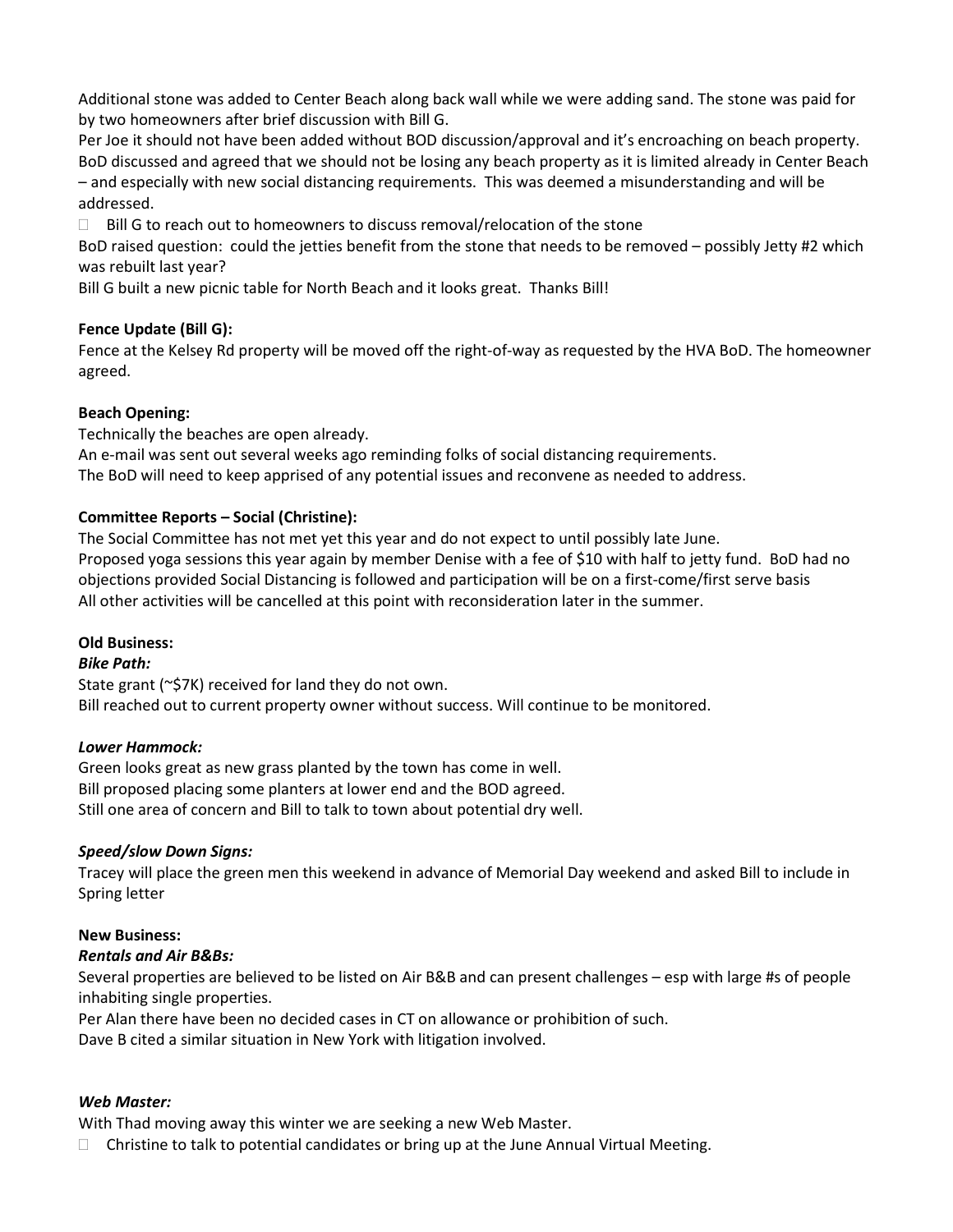Additional stone was added to Center Beach along back wall while we were adding sand. The stone was paid for by two homeowners after brief discussion with Bill G.
Per Joe it should not have been added without BOD discussion/approval and it's encroaching on beach property. BoD discussed and agreed that we should not be losing any beach property as it is limited already in Center Beach – and especially with new social distancing requirements. This was deemed a misunderstanding and will be addressed.

- Bill G to reach out to homeowners to discuss removal/relocation of the stone

BoD raised question: could the jetties benefit from the stone that needs to be removed – possibly Jetty #2 which was rebuilt last year?
Bill G built a new picnic table for North Beach and it looks great. Thanks Bill!

**Fence Update (Bill G):**
Fence at the Kelsey Rd property will be moved off the right-of-way as requested by the HVA BoD. The homeowner agreed.

**Beach Opening:**
Technically the beaches are open already.
An e-mail was sent out several weeks ago reminding folks of social distancing requirements.
The BoD will need to keep apprised of any potential issues and reconvene as needed to address.

**Committee Reports – Social (Christine):**
The Social Committee has not met yet this year and do not expect to until possibly late June.
Proposed yoga sessions this year again by member Denise with a fee of $10 with half to jetty fund. BoD had no objections provided Social Distancing is followed and participation will be on a first-come/first serve basis
All other activities will be cancelled at this point with reconsideration later in the summer.

**Old Business:**

***Bike Path:***
State grant (~$7K) received for land they do not own.
Bill reached out to current property owner without success. Will continue to be monitored.

***Lower Hammock:***
Green looks great as new grass planted by the town has come in well.
Bill proposed placing some planters at lower end and the BOD agreed.
Still one area of concern and Bill to talk to town about potential dry well.

***Speed/slow Down Signs:***
Tracey will place the green men this weekend in advance of Memorial Day weekend and asked Bill to include in Spring letter

**New Business:**

***Rentals and Air B&Bs:***
Several properties are believed to be listed on Air B&B and can present challenges – esp with large #s of people inhabiting single properties.
Per Alan there have been no decided cases in CT on allowance or prohibition of such.
Dave B cited a similar situation in New York with litigation involved.

***Web Master:***
With Thad moving away this winter we are seeking a new Web Master.

- Christine to talk to potential candidates or bring up at the June Annual Virtual Meeting.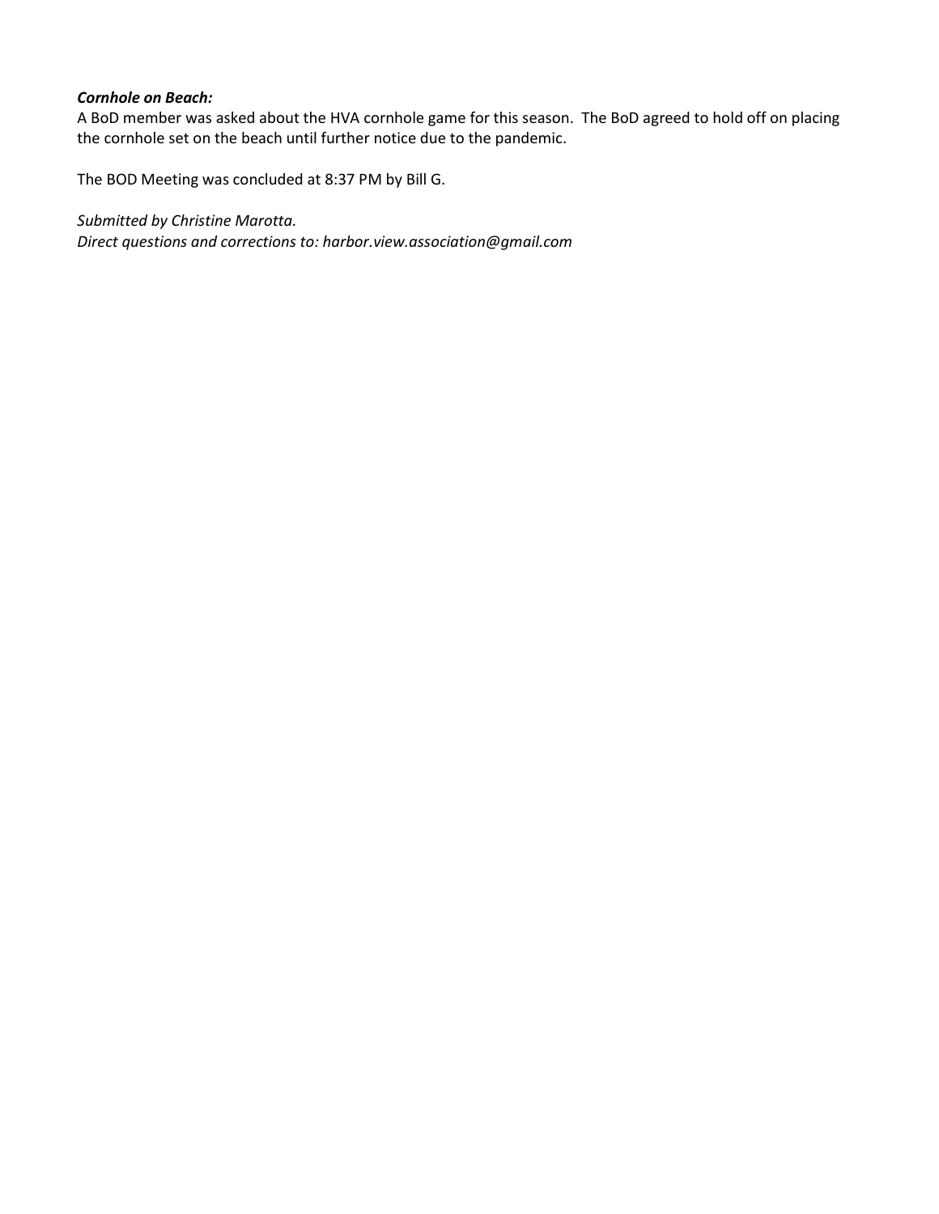***Cornhole on Beach:***

A BoD member was asked about the HVA cornhole game for this season. The BoD agreed to hold off on placing the cornhole set on the beach until further notice due to the pandemic.

The BOD Meeting was concluded at 8:37 PM by Bill G.

*Submitted by Christine Marotta.*
*Direct questions and corrections to: harbor.view.association@gmail.com*